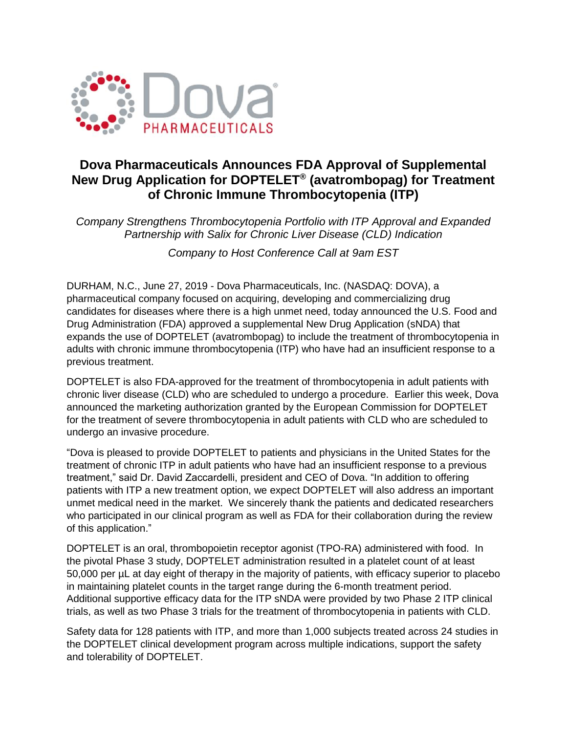# Dova Pharmaceuticals Announces FDA Approval of Supplemental New Drug Application for DOPTELET® (avatrombopag) for Treatment of Chronic Immune Thrombocytopenia (ITP)

*Company Strengthens Thrombocytopenia Portfolio with ITP Approval and Expanded Partnership with Salix for Chronic Liver Disease (CLD) Indication*

*Company to Host Conference Call at 9am EST*

DURHAM, N.C., June 27, 2019 - Dova Pharmaceuticals, Inc. (NASDAQ: DOVA), a pharmaceutical company focused on acquiring, developing and commercializing drug candidates for diseases where there is a high unmet need, today announced the U.S. Food and Drug Administration (FDA) approved a supplemental New Drug Application (sNDA) that expands the use of DOPTELET (avatrombopag) to include the treatment of thrombocytopenia in adults with chronic immune thrombocytopenia (ITP) who have had an insufficient response to a previous treatment.

DOPTELET is also FDA-approved for the treatment of thrombocytopenia in adult patients with chronic liver disease (CLD) who are scheduled to undergo a procedure. Earlier this week, Dova announced the marketing authorization granted by the European Commission for DOPTELET for the treatment of severe thrombocytopenia in adult patients with CLD who are scheduled to undergo an invasive procedure.

"Dova is pleased to provide DOPTELET to patients and physicians in the United States for the treatment of chronic ITP in adult patients who have had an insufficient response to a previous treatment," said Dr. David Zaccardelli, president and CEO of Dova. "In addition to offering patients with ITP a new treatment option, we expect DOPTELET will also address an important unmet medical need in the market. We sincerely thank the patients and dedicated researchers who participated in our clinical program as well as FDA for their collaboration during the review of this application."

DOPTELET is an oral, thrombopoietin receptor agonist (TPO-RA) administered with food. In the pivotal Phase 3 study, DOPTELET administration resulted in a platelet count of at least 50,000 per µL at day eight of therapy in the majority of patients, with efficacy superior to placebo in maintaining platelet counts in the target range during the 6-month treatment period. Additional supportive efficacy data for the ITP sNDA were provided by two Phase 2 ITP clinical trials, as well as two Phase 3 trials for the treatment of thrombocytopenia in patients with CLD.

Safety data for 128 patients with ITP, and more than 1,000 subjects treated across 24 studies in the DOPTELET clinical development program across multiple indications, support the safety and tolerability of DOPTELET.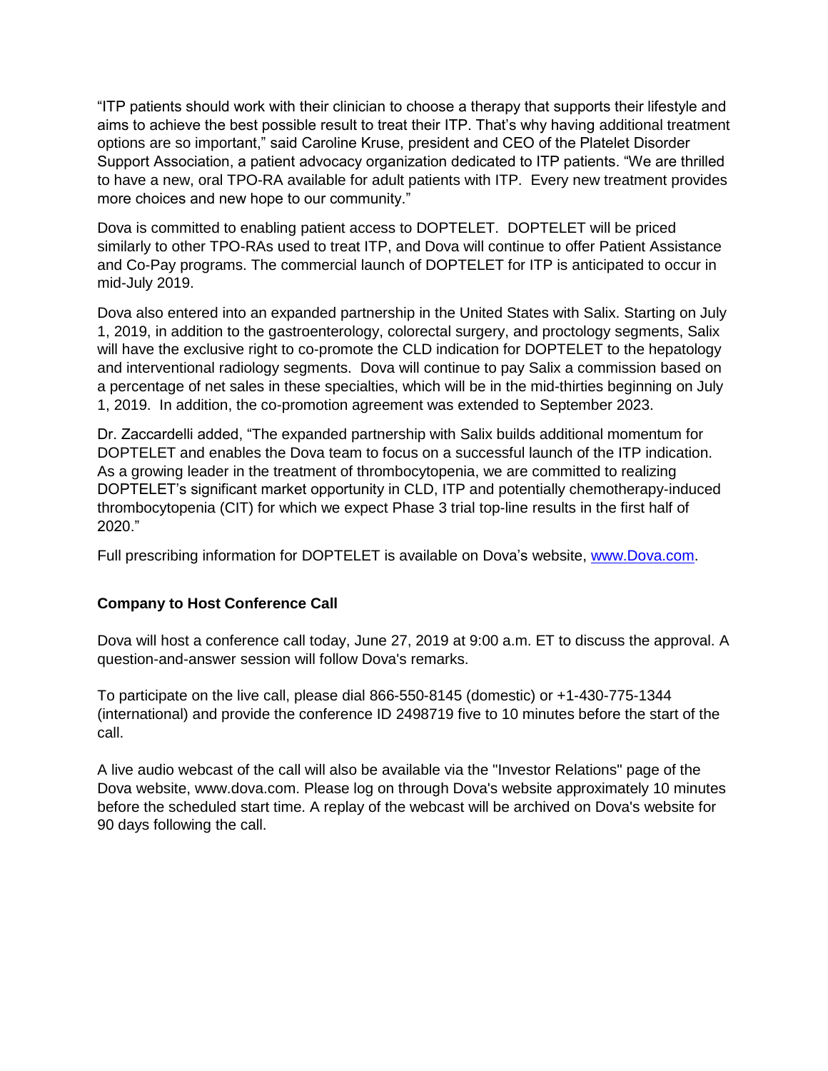"ITP patients should work with their clinician to choose a therapy that supports their lifestyle and aims to achieve the best possible result to treat their ITP. That's why having additional treatment options are so important," said Caroline Kruse, president and CEO of the Platelet Disorder Support Association, a patient advocacy organization dedicated to ITP patients. "We are thrilled to have a new, oral TPO-RA available for adult patients with ITP. Every new treatment provides more choices and new hope to our community."

Dova is committed to enabling patient access to DOPTELET. DOPTELET will be priced similarly to other TPO-RAs used to treat ITP, and Dova will continue to offer Patient Assistance and Co-Pay programs. The commercial launch of DOPTELET for ITP is anticipated to occur in mid-July 2019.

Dova also entered into an expanded partnership in the United States with Salix. Starting on July 1, 2019, in addition to the gastroenterology, colorectal surgery, and proctology segments, Salix will have the exclusive right to co-promote the CLD indication for DOPTELET to the hepatology and interventional radiology segments. Dova will continue to pay Salix a commission based on a percentage of net sales in these specialties, which will be in the mid-thirties beginning on July 1, 2019. In addition, the co-promotion agreement was extended to September 2023.

Dr. Zaccardelli added, "The expanded partnership with Salix builds additional momentum for DOPTELET and enables the Dova team to focus on a successful launch of the ITP indication. As a growing leader in the treatment of thrombocytopenia, we are committed to realizing DOPTELET's significant market opportunity in CLD, ITP and potentially chemotherapy-induced thrombocytopenia (CIT) for which we expect Phase 3 trial top-line results in the first half of 2020."

Full prescribing information for DOPTELET is available on Dova's website, [www.Dova.com](http://www.Dova.com).

**Company to Host Conference Call**

Dova will host a conference call today, June 27, 2019 at 9:00 a.m. ET to discuss the approval. A question-and-answer session will follow Dova's remarks.

To participate on the live call, please dial 866-550-8145 (domestic) or +1-430-775-1344 (international) and provide the conference ID 2498719 five to 10 minutes before the start of the call.

A live audio webcast of the call will also be available via the "Investor Relations" page of the Dova website, www.dova.com. Please log on through Dova's website approximately 10 minutes before the scheduled start time. A replay of the webcast will be archived on Dova's website for 90 days following the call.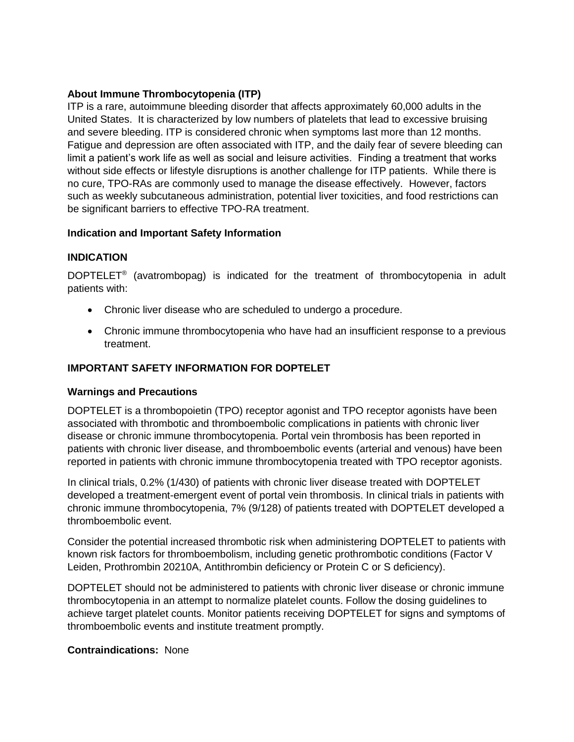**About Immune Thrombocytopenia (ITP)**

ITP is a rare, autoimmune bleeding disorder that affects approximately 60,000 adults in the United States. It is characterized by low numbers of platelets that lead to excessive bruising and severe bleeding. ITP is considered chronic when symptoms last more than 12 months. Fatigue and depression are often associated with ITP, and the daily fear of severe bleeding can limit a patient's work life as well as social and leisure activities. Finding a treatment that works without side effects or lifestyle disruptions is another challenge for ITP patients. While there is no cure, TPO-RAs are commonly used to manage the disease effectively. However, factors such as weekly subcutaneous administration, potential liver toxicities, and food restrictions can be significant barriers to effective TPO-RA treatment.

**Indication and Important Safety Information**

**INDICATION**

DOPTELET® (avatrombopag) is indicated for the treatment of thrombocytopenia in adult patients with:

- Chronic liver disease who are scheduled to undergo a procedure.
- Chronic immune thrombocytopenia who have had an insufficient response to a previous treatment.

**IMPORTANT SAFETY INFORMATION FOR DOPTELET**

**Warnings and Precautions**

DOPTELET is a thrombopoietin (TPO) receptor agonist and TPO receptor agonists have been associated with thrombotic and thromboembolic complications in patients with chronic liver disease or chronic immune thrombocytopenia. Portal vein thrombosis has been reported in patients with chronic liver disease, and thromboembolic events (arterial and venous) have been reported in patients with chronic immune thrombocytopenia treated with TPO receptor agonists.

In clinical trials, 0.2% (1/430) of patients with chronic liver disease treated with DOPTELET developed a treatment-emergent event of portal vein thrombosis. In clinical trials in patients with chronic immune thrombocytopenia, 7% (9/128) of patients treated with DOPTELET developed a thromboembolic event.

Consider the potential increased thrombotic risk when administering DOPTELET to patients with known risk factors for thromboembolism, including genetic prothrombotic conditions (Factor V Leiden, Prothrombin 20210A, Antithrombin deficiency or Protein C or S deficiency).

DOPTELET should not be administered to patients with chronic liver disease or chronic immune thrombocytopenia in an attempt to normalize platelet counts. Follow the dosing guidelines to achieve target platelet counts. Monitor patients receiving DOPTELET for signs and symptoms of thromboembolic events and institute treatment promptly.

**Contraindications:** None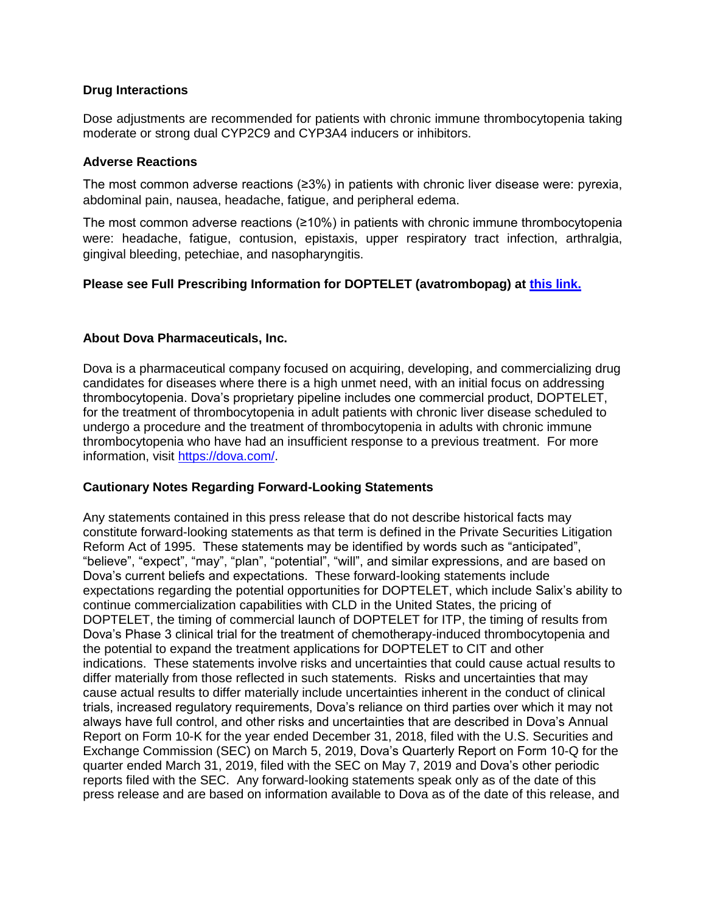**Drug Interactions**

Dose adjustments are recommended for patients with chronic immune thrombocytopenia taking moderate or strong dual CYP2C9 and CYP3A4 inducers or inhibitors.

**Adverse Reactions**

The most common adverse reactions (≥3%) in patients with chronic liver disease were: pyrexia, abdominal pain, nausea, headache, fatigue, and peripheral edema.

The most common adverse reactions (≥10%) in patients with chronic immune thrombocytopenia were: headache, fatigue, contusion, epistaxis, upper respiratory tract infection, arthralgia, gingival bleeding, petechiae, and nasopharyngitis.

**Please see Full Prescribing Information for DOPTELET (avatrombopag) at this link.**

**About Dova Pharmaceuticals, Inc.**

Dova is a pharmaceutical company focused on acquiring, developing, and commercializing drug candidates for diseases where there is a high unmet need, with an initial focus on addressing thrombocytopenia. Dova's proprietary pipeline includes one commercial product, DOPTELET, for the treatment of thrombocytopenia in adult patients with chronic liver disease scheduled to undergo a procedure and the treatment of thrombocytopenia in adults with chronic immune thrombocytopenia who have had an insufficient response to a previous treatment. For more information, visit https://dova.com/.

**Cautionary Notes Regarding Forward-Looking Statements**

Any statements contained in this press release that do not describe historical facts may constitute forward-looking statements as that term is defined in the Private Securities Litigation Reform Act of 1995. These statements may be identified by words such as "anticipated", "believe", "expect", "may", "plan", "potential", "will", and similar expressions, and are based on Dova's current beliefs and expectations. These forward-looking statements include expectations regarding the potential opportunities for DOPTELET, which include Salix's ability to continue commercialization capabilities with CLD in the United States, the pricing of DOPTELET, the timing of commercial launch of DOPTELET for ITP, the timing of results from Dova's Phase 3 clinical trial for the treatment of chemotherapy-induced thrombocytopenia and the potential to expand the treatment applications for DOPTELET to CIT and other indications. These statements involve risks and uncertainties that could cause actual results to differ materially from those reflected in such statements. Risks and uncertainties that may cause actual results to differ materially include uncertainties inherent in the conduct of clinical trials, increased regulatory requirements, Dova's reliance on third parties over which it may not always have full control, and other risks and uncertainties that are described in Dova's Annual Report on Form 10-K for the year ended December 31, 2018, filed with the U.S. Securities and Exchange Commission (SEC) on March 5, 2019, Dova's Quarterly Report on Form 10-Q for the quarter ended March 31, 2019, filed with the SEC on May 7, 2019 and Dova's other periodic reports filed with the SEC. Any forward-looking statements speak only as of the date of this press release and are based on information available to Dova as of the date of this release, and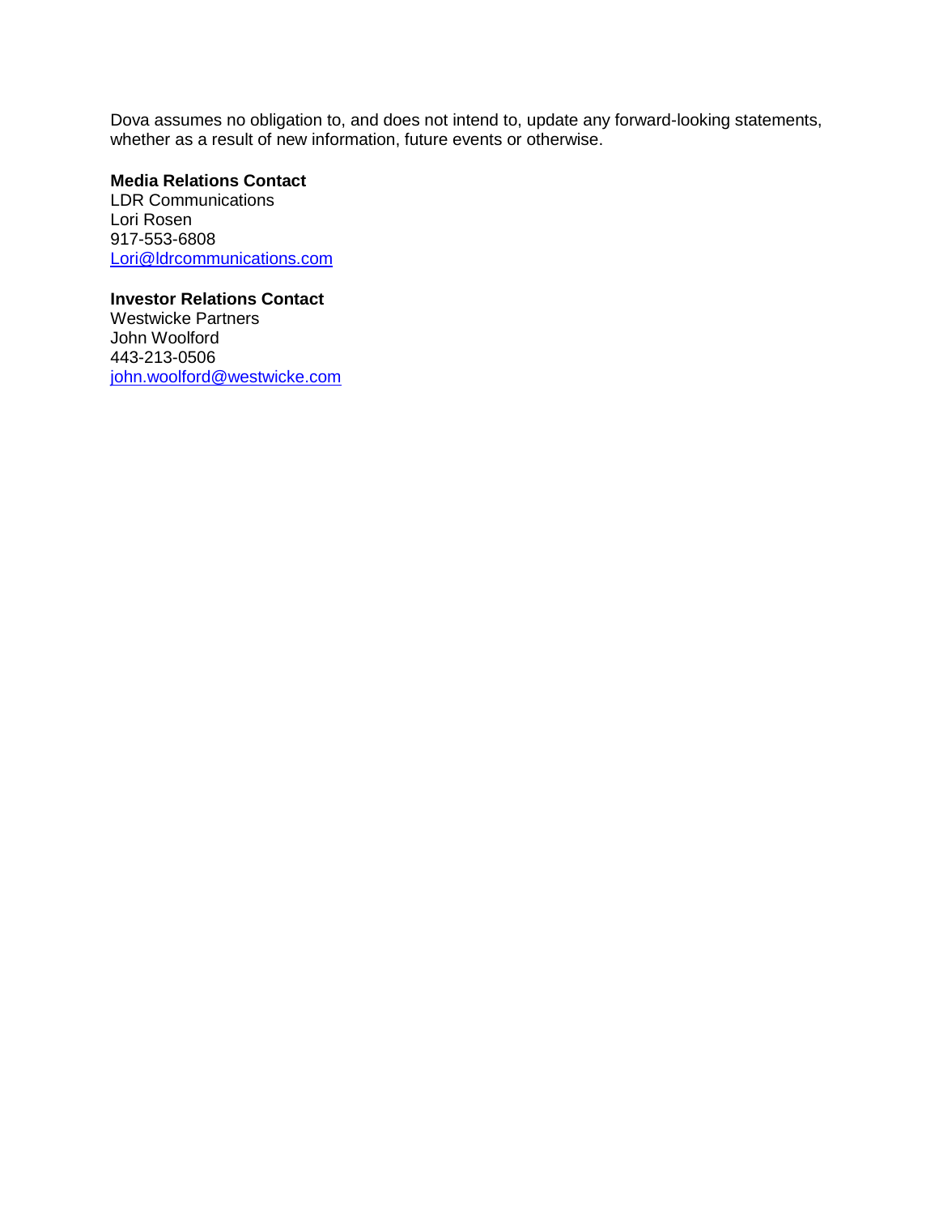Dova assumes no obligation to, and does not intend to, update any forward-looking statements, whether as a result of new information, future events or otherwise.

**Media Relations Contact**
LDR Communications
Lori Rosen
917-553-6808
Lori@ldrcommunications.com

**Investor Relations Contact**
Westwicke Partners
John Woolford
443-213-0506
john.woolford@westwicke.com